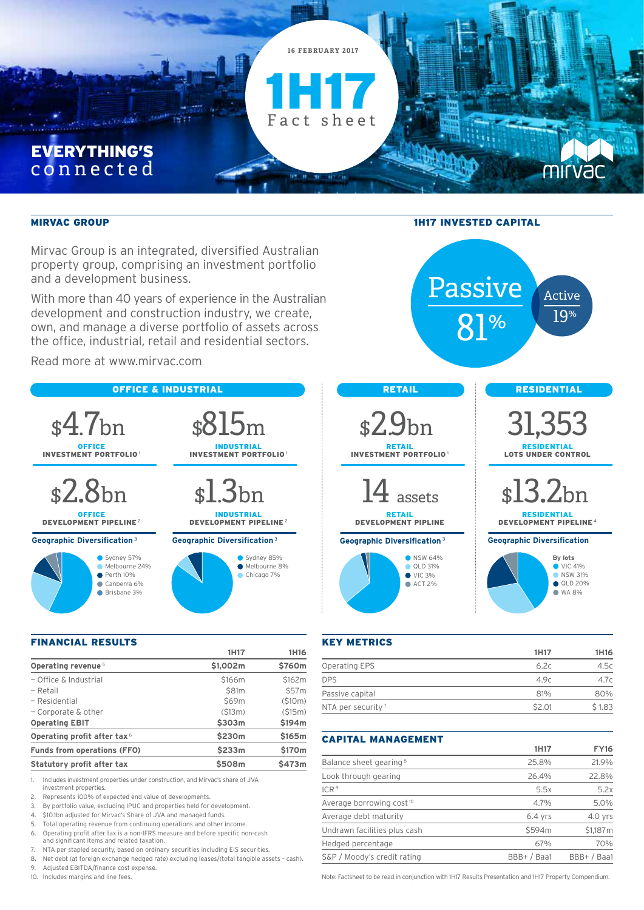16 FEBRUARY 2017

# 1H17 Fact sheet

**EVERYTHING'S** connected

mirvac

## MIRVAC GROUP

Mirvac Group is an integrated, diversified Australian property group, comprising an investment portfolio and a development business.

With more than 40 years of experience in the Australian development and construction industry, we create, own, and manage a diverse portfolio of assets across the office, industrial, retail and residential sectors.

Read more at www.mirvac.com

## 1H17 INVESTED CAPITAL

Passive 81%

Active 19%

## OFFICE & INDUSTRIAL

**$4.7bn**
OFFICE INVESTMENT PORTFOLIO[1]

**$815m**
INDUSTRIAL INVESTMENT PORTFOLIO[1]

**$2.8bn**
OFFICE DEVELOPMENT PIPELINE[2]

**$1.3bn**
INDUSTRIAL DEVELOPMENT PIPELINE[2]

**Geographic Diversification[3]** (Office)

- Sydney 57%
- Melbourne 24%
- Perth 10%
- Canberra 6%
- Brisbane 3%

**Geographic Diversification[3]** (Industrial)

- Sydney 85%
- Melbourne 8%
- Chicago 7%

## RETAIL

**$2.9bn**
RETAIL INVESTMENT PORTFOLIO[1]

**14 assets**
RETAIL DEVELOPMENT PIPLINE

**Geographic Diversification[3]**

- NSW 64%
- QLD 31%
- VIC 3%
- ACT 2%

## RESIDENTIAL

**31,353**
RESIDENTIAL LOTS UNDER CONTROL

**$13.2bn**
RESIDENTIAL DEVELOPMENT PIPELINE[4]

**Geographic Diversification**

By lots

- VIC 41%
- NSW 31%
- QLD 20%
- WA 8%

## FINANCIAL RESULTS

| | 1H17 | 1H16 |
|---|---|---|
| **Operating revenue[5]** | **$1,002m** | **$760m** |
| – Office & Industrial | $166m | $162m |
| – Retail | $81m | $57m |
| – Residential | $69m | ($10m) |
| – Corporate & other | ($13m) | ($15m) |
| **Operating EBIT** | **$303m** | **$194m** |
| **Operating profit after tax[6]** | **$230m** | **$165m** |
| **Funds from operations (FFO)** | **$233m** | **$170m** |
| **Statutory profit after tax** | **$508m** | **$473m** |

1. Includes investment properties under construction, and Mirvac's share of JVA investment properties.
2. Represents 100% of expected end value of developments.
3. By portfolio value, excluding IPUC and properties held for development.
4. $10.1bn adjusted for Mirvac's Share of JVA and managed funds.
5. Total operating revenue from continuing operations and other income.
6. Operating profit after tax is a non-IFRS measure and before specific non-cash and significant items and related taxation.
7. NTA per stapled security, based on ordinary securities including EIS securities.
8. Net debt (at foreign exchange hedged rate) excluding leases/(total tangible assets – cash).
9. Adjusted EBITDA/finance cost expense.
10. Includes margins and line fees.

## KEY METRICS

| | 1H17 | 1H16 |
|---|---|---|
| Operating EPS | 6.2c | 4.5c |
| DPS | 4.9c | 4.7c |
| Passive capital | 81% | 80% |
| NTA per security[7] | $2.01 | $1.83 |

## CAPITAL MANAGEMENT

| | 1H17 | FY16 |
|---|---|---|
| Balance sheet gearing[8] | 25.8% | 21.9% |
| Look through gearing | 26.4% | 22.8% |
| ICR[9] | 5.5x | 5.2x |
| Average borrowing cost[10] | 4.7% | 5.0% |
| Average debt maturity | 6.4 yrs | 4.0 yrs |
| Undrawn facilities plus cash | $594m | $1,187m |
| Hedged percentage | 67% | 70% |
| S&P / Moody's credit rating | BBB+ / Baa1 | BBB+ / Baa1 |

Note: Factsheet to be read in conjunction with 1H17 Results Presentation and 1H17 Property Compendium.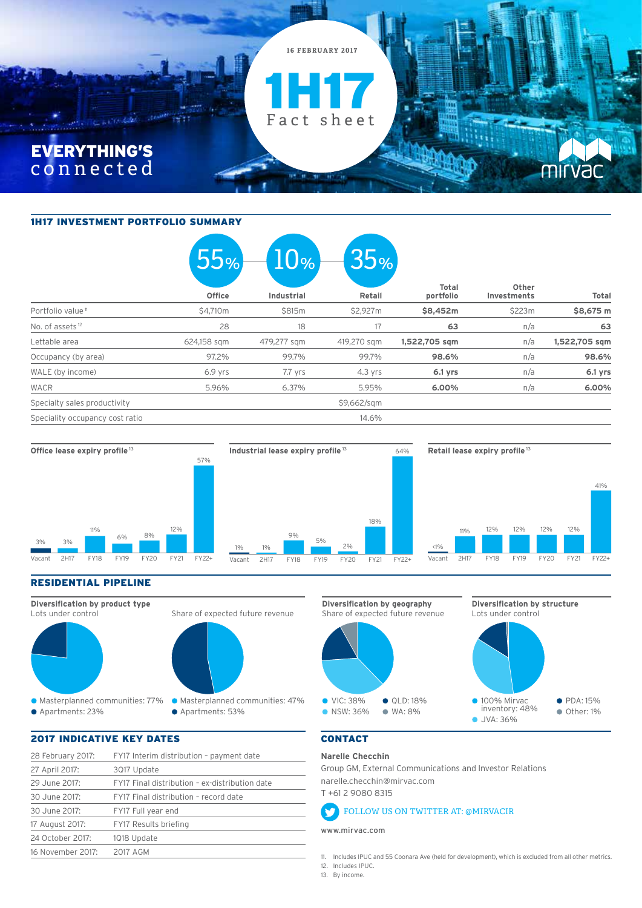16 FEBRUARY 2017

# 1H17 Fact sheet

EVERYTHING'S connected

mirvac

## 1H17 INVESTMENT PORTFOLIO SUMMARY

| | 55% Office | 10% Industrial | 35% Retail | Total portfolio | Other Investments | Total |
|---|---|---|---|---|---|---|
| Portfolio value[11] | $4,710m | $815m | $2,927m | **$8,452m** | $223m | **$8,675 m** |
| No. of assets[12] | 28 | 18 | 17 | **63** | n/a | **63** |
| Lettable area | 624,158 sqm | 479,277 sqm | 419,270 sqm | **1,522,705 sqm** | n/a | **1,522,705 sqm** |
| Occupancy (by area) | 97.2% | 99.7% | 99.7% | **98.6%** | n/a | **98.6%** |
| WALE (by income) | 6.9 yrs | 7.7 yrs | 4.3 yrs | **6.1 yrs** | n/a | **6.1 yrs** |
| WACR | 5.96% | 6.37% | 5.95% | **6.00%** | n/a | **6.00%** |
| Specialty sales productivity | | | $9,662/sqm | | | |
| Speciality occupancy cost ratio | | | 14.6% | | | |

**Office lease expiry profile**[13]

3% Vacant, 3% 2H17, 11% FY18, 6% FY19, 8% FY20, 12% FY21, 57% FY22+

**Industrial lease expiry profile**[13]

1% Vacant, 1% 2H17, 9% FY18, 5% FY19, 2% FY20, 18% FY21, 64% FY22+

**Retail lease expiry profile**[13]

<1% Vacant, 11% 2H17, 12% FY18, 12% FY19, 12% FY20, 12% FY21, 41% FY22+

## RESIDENTIAL PIPELINE

**Diversification by product type**

Lots under control

- Masterplanned communities: 77%
- Apartments: 23%

Share of expected future revenue

- Masterplanned communities: 47%
- Apartments: 53%

**Diversification by geography**

Share of expected future revenue

- VIC: 38%
- NSW: 36%
- QLD: 18%
- WA: 8%

**Diversification by structure**

Lots under control

- 100% Mirvac inventory: 48%
- JVA: 36%
- PDA: 15%
- Other: 1%

## 2017 INDICATIVE KEY DATES

| | |
|---|---|
| 28 February 2017: | FY17 Interim distribution – payment date |
| 27 April 2017: | 3Q17 Update |
| 29 June 2017: | FY17 Final distribution – ex-distribution date |
| 30 June 2017: | FY17 Final distribution – record date |
| 30 June 2017: | FY17 Full year end |
| 17 August 2017: | FY17 Results briefing |
| 24 October 2017: | 1Q18 Update |
| 16 November 2017: | 2017 AGM |

## CONTACT

**Narelle Checchin**
Group GM, External Communications and Investor Relations
narelle.checchin@mirvac.com
T +61 2 9080 8315

FOLLOW US ON TWITTER AT: @MIRVACIR

www.mirvac.com

11. Includes IPUC and 55 Coonara Ave (held for development), which is excluded from all other metrics.
12. Includes IPUC.
13. By income.